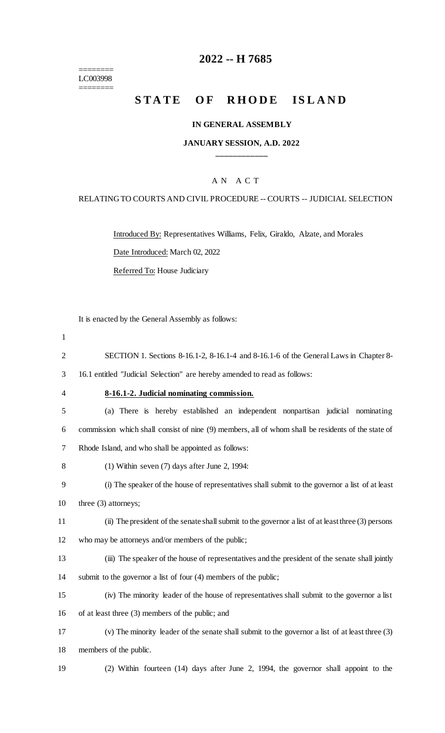========
LC003998
========

# 2022 -- H 7685

## STATE OF RHODE ISLAND

**IN GENERAL ASSEMBLY**

**JANUARY SESSION, A.D. 2022**

____________

A N A C T

RELATING TO COURTS AND CIVIL PROCEDURE -- COURTS -- JUDICIAL SELECTION

Introduced By: Representatives Williams, Felix, Giraldo, Alzate, and Morales

Date Introduced: March 02, 2022

Referred To: House Judiciary

It is enacted by the General Assembly as follows:

SECTION 1. Sections 8-16.1-2, 8-16.1-4 and 8-16.1-6 of the General Laws in Chapter 8-16.1 entitled "Judicial Selection" are hereby amended to read as follows:

**8-16.1-2. Judicial nominating commission.**

(a) There is hereby established an independent nonpartisan judicial nominating commission which shall consist of nine (9) members, all of whom shall be residents of the state of Rhode Island, and who shall be appointed as follows:

(1) Within seven (7) days after June 2, 1994:

(i) The speaker of the house of representatives shall submit to the governor a list of at least three (3) attorneys;

(ii) The president of the senate shall submit to the governor a list of at least three (3) persons who may be attorneys and/or members of the public;

(iii) The speaker of the house of representatives and the president of the senate shall jointly submit to the governor a list of four (4) members of the public;

(iv) The minority leader of the house of representatives shall submit to the governor a list of at least three (3) members of the public; and

(v) The minority leader of the senate shall submit to the governor a list of at least three (3) members of the public.

(2) Within fourteen (14) days after June 2, 1994, the governor shall appoint to the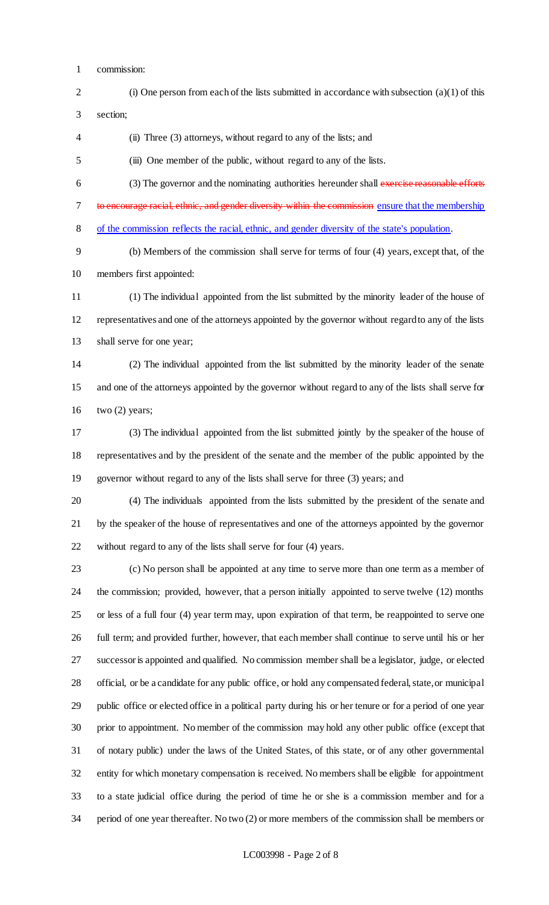commission:

(i) One person from each of the lists submitted in accordance with subsection (a)(1) of this section;

(ii) Three (3) attorneys, without regard to any of the lists; and

(iii) One member of the public, without regard to any of the lists.

(3) The governor and the nominating authorities hereunder shall ~~exercise reasonable efforts to encourage racial, ethnic, and gender diversity within the commission~~ <u>ensure that the membership of the commission reflects the racial, ethnic, and gender diversity of the state's population</u>.

(b) Members of the commission shall serve for terms of four (4) years, except that, of the members first appointed:

(1) The individual appointed from the list submitted by the minority leader of the house of representatives and one of the attorneys appointed by the governor without regard to any of the lists shall serve for one year;

(2) The individual appointed from the list submitted by the minority leader of the senate and one of the attorneys appointed by the governor without regard to any of the lists shall serve for two (2) years;

(3) The individual appointed from the list submitted jointly by the speaker of the house of representatives and by the president of the senate and the member of the public appointed by the governor without regard to any of the lists shall serve for three (3) years; and

(4) The individuals appointed from the lists submitted by the president of the senate and by the speaker of the house of representatives and one of the attorneys appointed by the governor without regard to any of the lists shall serve for four (4) years.

(c) No person shall be appointed at any time to serve more than one term as a member of the commission; provided, however, that a person initially appointed to serve twelve (12) months or less of a full four (4) year term may, upon expiration of that term, be reappointed to serve one full term; and provided further, however, that each member shall continue to serve until his or her successor is appointed and qualified. No commission member shall be a legislator, judge, or elected official, or be a candidate for any public office, or hold any compensated federal, state, or municipal public office or elected office in a political party during his or her tenure or for a period of one year prior to appointment. No member of the commission may hold any other public office (except that of notary public) under the laws of the United States, of this state, or of any other governmental entity for which monetary compensation is received. No members shall be eligible for appointment to a state judicial office during the period of time he or she is a commission member and for a period of one year thereafter. No two (2) or more members of the commission shall be members or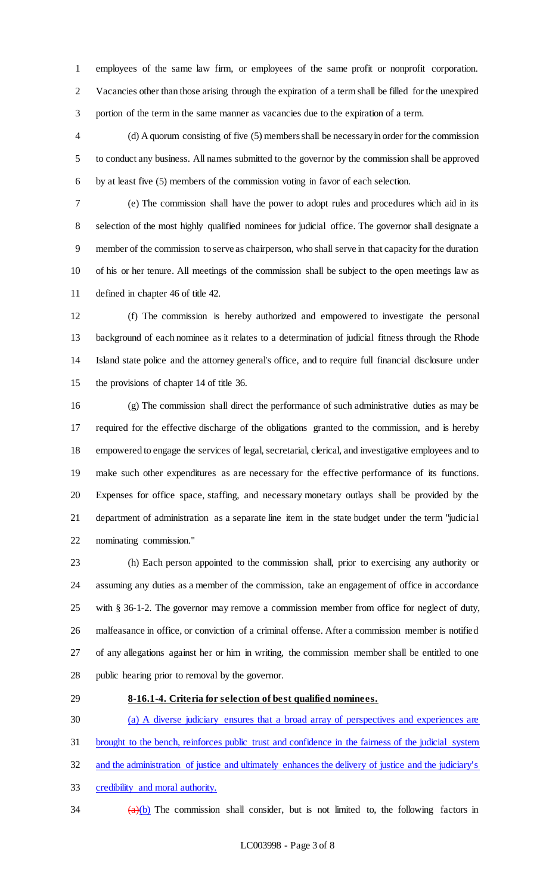employees of the same law firm, or employees of the same profit or nonprofit corporation. Vacancies other than those arising through the expiration of a term shall be filled for the unexpired portion of the term in the same manner as vacancies due to the expiration of a term.

(d) A quorum consisting of five (5) members shall be necessary in order for the commission to conduct any business. All names submitted to the governor by the commission shall be approved by at least five (5) members of the commission voting in favor of each selection.

(e) The commission shall have the power to adopt rules and procedures which aid in its selection of the most highly qualified nominees for judicial office. The governor shall designate a member of the commission to serve as chairperson, who shall serve in that capacity for the duration of his or her tenure. All meetings of the commission shall be subject to the open meetings law as defined in chapter 46 of title 42.

(f) The commission is hereby authorized and empowered to investigate the personal background of each nominee as it relates to a determination of judicial fitness through the Rhode Island state police and the attorney general's office, and to require full financial disclosure under the provisions of chapter 14 of title 36.

(g) The commission shall direct the performance of such administrative duties as may be required for the effective discharge of the obligations granted to the commission, and is hereby empowered to engage the services of legal, secretarial, clerical, and investigative employees and to make such other expenditures as are necessary for the effective performance of its functions. Expenses for office space, staffing, and necessary monetary outlays shall be provided by the department of administration as a separate line item in the state budget under the term "judicial nominating commission."

(h) Each person appointed to the commission shall, prior to exercising any authority or assuming any duties as a member of the commission, take an engagement of office in accordance with § 36-1-2. The governor may remove a commission member from office for neglect of duty, malfeasance in office, or conviction of a criminal offense. After a commission member is notified of any allegations against her or him in writing, the commission member shall be entitled to one public hearing prior to removal by the governor.

**8-16.1-4. Criteria for selection of best qualified nominees.**

<u>(a) A diverse judiciary ensures that a broad array of perspectives and experiences are brought to the bench, reinforces public trust and confidence in the fairness of the judicial system and the administration of justice and ultimately enhances the delivery of justice and the judiciary's credibility and moral authority.</u>

~~(a)~~<u>(b)</u> The commission shall consider, but is not limited to, the following factors in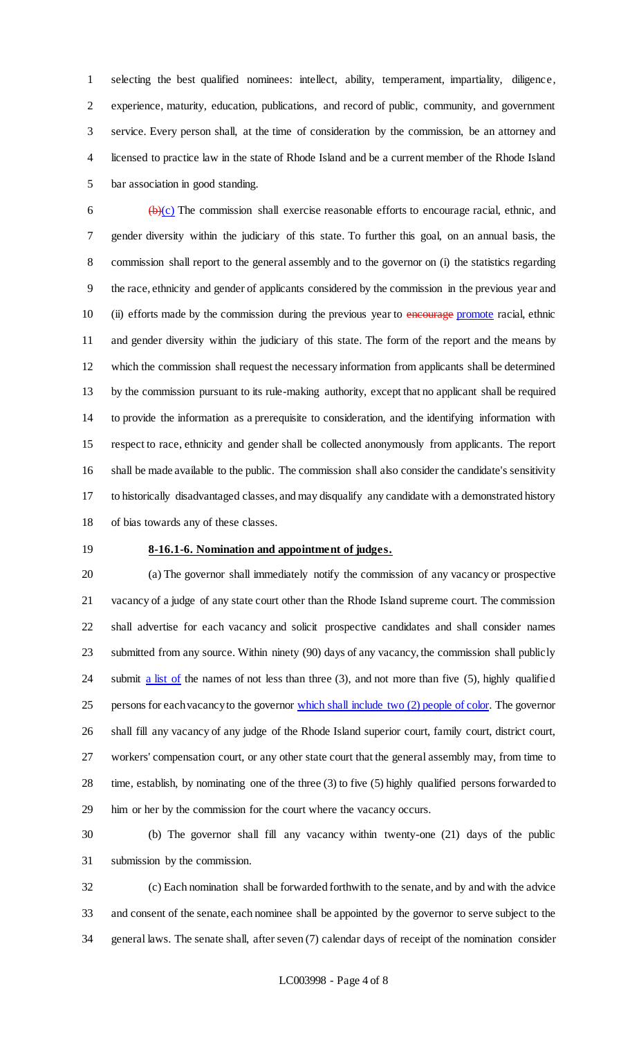selecting the best qualified nominees: intellect, ability, temperament, impartiality, diligence, experience, maturity, education, publications, and record of public, community, and government service. Every person shall, at the time of consideration by the commission, be an attorney and licensed to practice law in the state of Rhode Island and be a current member of the Rhode Island bar association in good standing.

~~(b)~~(c) The commission shall exercise reasonable efforts to encourage racial, ethnic, and gender diversity within the judiciary of this state. To further this goal, on an annual basis, the commission shall report to the general assembly and to the governor on (i) the statistics regarding the race, ethnicity and gender of applicants considered by the commission in the previous year and (ii) efforts made by the commission during the previous year to ~~encourage~~ promote racial, ethnic and gender diversity within the judiciary of this state. The form of the report and the means by which the commission shall request the necessary information from applicants shall be determined by the commission pursuant to its rule-making authority, except that no applicant shall be required to provide the information as a prerequisite to consideration, and the identifying information with respect to race, ethnicity and gender shall be collected anonymously from applicants. The report shall be made available to the public. The commission shall also consider the candidate's sensitivity to historically disadvantaged classes, and may disqualify any candidate with a demonstrated history of bias towards any of these classes.

**8-16.1-6. Nomination and appointment of judges.**

(a) The governor shall immediately notify the commission of any vacancy or prospective vacancy of a judge of any state court other than the Rhode Island supreme court. The commission shall advertise for each vacancy and solicit prospective candidates and shall consider names submitted from any source. Within ninety (90) days of any vacancy, the commission shall publicly submit a list of the names of not less than three (3), and not more than five (5), highly qualified persons for each vacancy to the governor which shall include two (2) people of color. The governor shall fill any vacancy of any judge of the Rhode Island superior court, family court, district court, workers' compensation court, or any other state court that the general assembly may, from time to time, establish, by nominating one of the three (3) to five (5) highly qualified persons forwarded to him or her by the commission for the court where the vacancy occurs.

(b) The governor shall fill any vacancy within twenty-one (21) days of the public submission by the commission.

(c) Each nomination shall be forwarded forthwith to the senate, and by and with the advice and consent of the senate, each nominee shall be appointed by the governor to serve subject to the general laws. The senate shall, after seven (7) calendar days of receipt of the nomination consider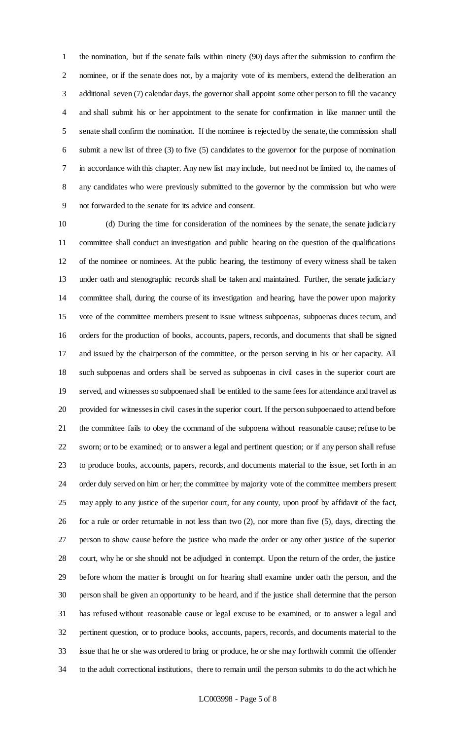the nomination, but if the senate fails within ninety (90) days after the submission to confirm the nominee, or if the senate does not, by a majority vote of its members, extend the deliberation an additional seven (7) calendar days, the governor shall appoint some other person to fill the vacancy and shall submit his or her appointment to the senate for confirmation in like manner until the senate shall confirm the nomination. If the nominee is rejected by the senate, the commission shall submit a new list of three (3) to five (5) candidates to the governor for the purpose of nomination in accordance with this chapter. Any new list may include, but need not be limited to, the names of any candidates who were previously submitted to the governor by the commission but who were not forwarded to the senate for its advice and consent.

(d) During the time for consideration of the nominees by the senate, the senate judiciary committee shall conduct an investigation and public hearing on the question of the qualifications of the nominee or nominees. At the public hearing, the testimony of every witness shall be taken under oath and stenographic records shall be taken and maintained. Further, the senate judiciary committee shall, during the course of its investigation and hearing, have the power upon majority vote of the committee members present to issue witness subpoenas, subpoenas duces tecum, and orders for the production of books, accounts, papers, records, and documents that shall be signed and issued by the chairperson of the committee, or the person serving in his or her capacity. All such subpoenas and orders shall be served as subpoenas in civil cases in the superior court are served, and witnesses so subpoenaed shall be entitled to the same fees for attendance and travel as provided for witnesses in civil cases in the superior court. If the person subpoenaed to attend before the committee fails to obey the command of the subpoena without reasonable cause; refuse to be sworn; or to be examined; or to answer a legal and pertinent question; or if any person shall refuse to produce books, accounts, papers, records, and documents material to the issue, set forth in an order duly served on him or her; the committee by majority vote of the committee members present may apply to any justice of the superior court, for any county, upon proof by affidavit of the fact, for a rule or order returnable in not less than two (2), nor more than five (5), days, directing the person to show cause before the justice who made the order or any other justice of the superior court, why he or she should not be adjudged in contempt. Upon the return of the order, the justice before whom the matter is brought on for hearing shall examine under oath the person, and the person shall be given an opportunity to be heard, and if the justice shall determine that the person has refused without reasonable cause or legal excuse to be examined, or to answer a legal and pertinent question, or to produce books, accounts, papers, records, and documents material to the issue that he or she was ordered to bring or produce, he or she may forthwith commit the offender to the adult correctional institutions, there to remain until the person submits to do the act which he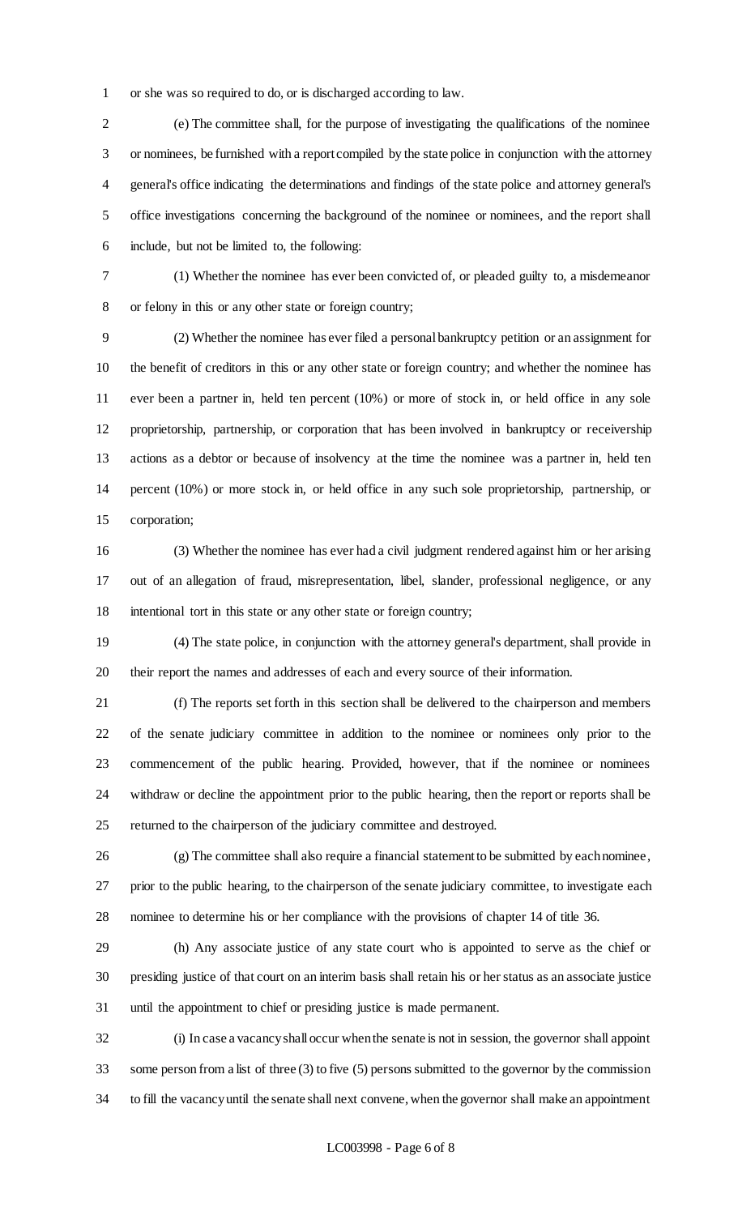or she was so required to do, or is discharged according to law.

(e) The committee shall, for the purpose of investigating the qualifications of the nominee or nominees, be furnished with a report compiled by the state police in conjunction with the attorney general's office indicating the determinations and findings of the state police and attorney general's office investigations concerning the background of the nominee or nominees, and the report shall include, but not be limited to, the following:

(1) Whether the nominee has ever been convicted of, or pleaded guilty to, a misdemeanor or felony in this or any other state or foreign country;

(2) Whether the nominee has ever filed a personal bankruptcy petition or an assignment for the benefit of creditors in this or any other state or foreign country; and whether the nominee has ever been a partner in, held ten percent (10%) or more of stock in, or held office in any sole proprietorship, partnership, or corporation that has been involved in bankruptcy or receivership actions as a debtor or because of insolvency at the time the nominee was a partner in, held ten percent (10%) or more stock in, or held office in any such sole proprietorship, partnership, or corporation;

(3) Whether the nominee has ever had a civil judgment rendered against him or her arising out of an allegation of fraud, misrepresentation, libel, slander, professional negligence, or any intentional tort in this state or any other state or foreign country;

(4) The state police, in conjunction with the attorney general's department, shall provide in their report the names and addresses of each and every source of their information.

(f) The reports set forth in this section shall be delivered to the chairperson and members of the senate judiciary committee in addition to the nominee or nominees only prior to the commencement of the public hearing. Provided, however, that if the nominee or nominees withdraw or decline the appointment prior to the public hearing, then the report or reports shall be returned to the chairperson of the judiciary committee and destroyed.

(g) The committee shall also require a financial statement to be submitted by each nominee, prior to the public hearing, to the chairperson of the senate judiciary committee, to investigate each nominee to determine his or her compliance with the provisions of chapter 14 of title 36.

(h) Any associate justice of any state court who is appointed to serve as the chief or presiding justice of that court on an interim basis shall retain his or her status as an associate justice until the appointment to chief or presiding justice is made permanent.

(i) In case a vacancy shall occur when the senate is not in session, the governor shall appoint some person from a list of three (3) to five (5) persons submitted to the governor by the commission to fill the vacancy until the senate shall next convene, when the governor shall make an appointment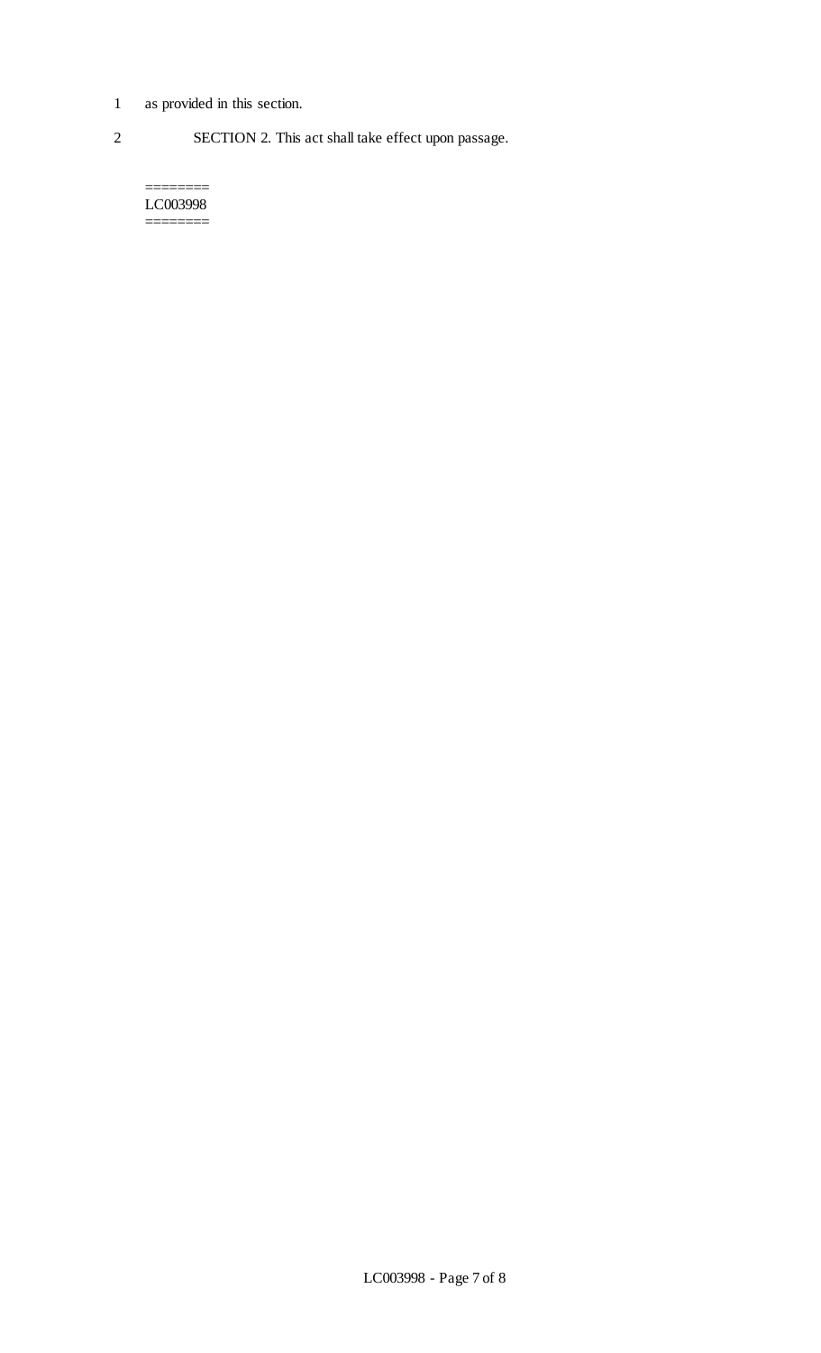as provided in this section.

SECTION 2. This act shall take effect upon passage.

========
LC003998
========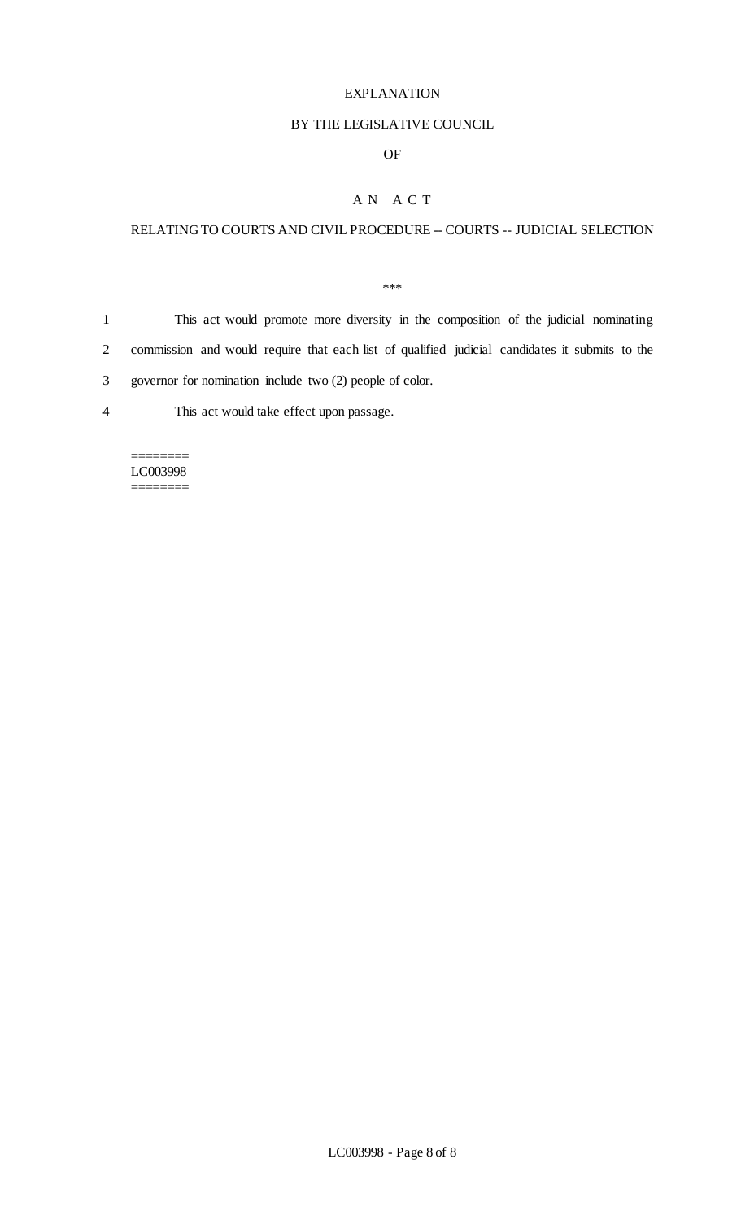EXPLANATION

BY THE LEGISLATIVE COUNCIL

OF

A N A C T

RELATING TO COURTS AND CIVIL PROCEDURE -- COURTS -- JUDICIAL SELECTION

\*\*\*

1 This act would promote more diversity in the composition of the judicial nominating
2 commission and would require that each list of qualified judicial candidates it submits to the
3 governor for nomination include two (2) people of color.

4 This act would take effect upon passage.

========
LC003998
========